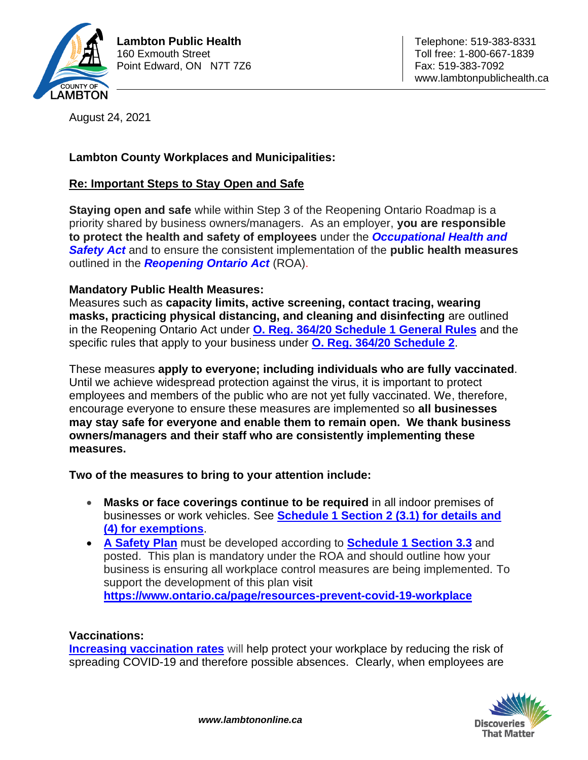**Lambton Public Health**
160 Exmouth Street
Point Edward, ON N7T 7Z6

Telephone: 519-383-8331
Toll free: 1-800-667-1839
Fax: 519-383-7092
www.lambtonpublichealth.ca

August 24, 2021

**Lambton County Workplaces and Municipalities:**

**Re: Important Steps to Stay Open and Safe**

**Staying open and safe** while within Step 3 of the Reopening Ontario Roadmap is a priority shared by business owners/managers. As an employer, **you are responsible to protect the health and safety of employees** under the ***Occupational Health and Safety Act*** and to ensure the consistent implementation of the **public health measures** outlined in the ***Reopening Ontario Act*** (ROA).

**Mandatory Public Health Measures:**
Measures such as **capacity limits, active screening, contact tracing, wearing masks, practicing physical distancing, and cleaning and disinfecting** are outlined in the Reopening Ontario Act under **O. Reg. 364/20 Schedule 1 General Rules** and the specific rules that apply to your business under **O. Reg. 364/20 Schedule 2**.

These measures **apply to everyone; including individuals who are fully vaccinated**. Until we achieve widespread protection against the virus, it is important to protect employees and members of the public who are not yet fully vaccinated. We, therefore, encourage everyone to ensure these measures are implemented so **all businesses may stay safe for everyone and enable them to remain open. We thank business owners/managers and their staff who are consistently implementing these measures.**

**Two of the measures to bring to your attention include:**

- **Masks or face coverings continue to be required** in all indoor premises of businesses or work vehicles. See **Schedule 1 Section 2 (3.1) for details and (4) for exemptions**.
- **A Safety Plan** must be developed according to **Schedule 1 Section 3.3** and posted. This plan is mandatory under the ROA and should outline how your business is ensuring all workplace control measures are being implemented. To support the development of this plan visit **https://www.ontario.ca/page/resources-prevent-covid-19-workplace**

**Vaccinations:**
**Increasing vaccination rates** will help protect your workplace by reducing the risk of spreading COVID-19 and therefore possible absences. Clearly, when employees are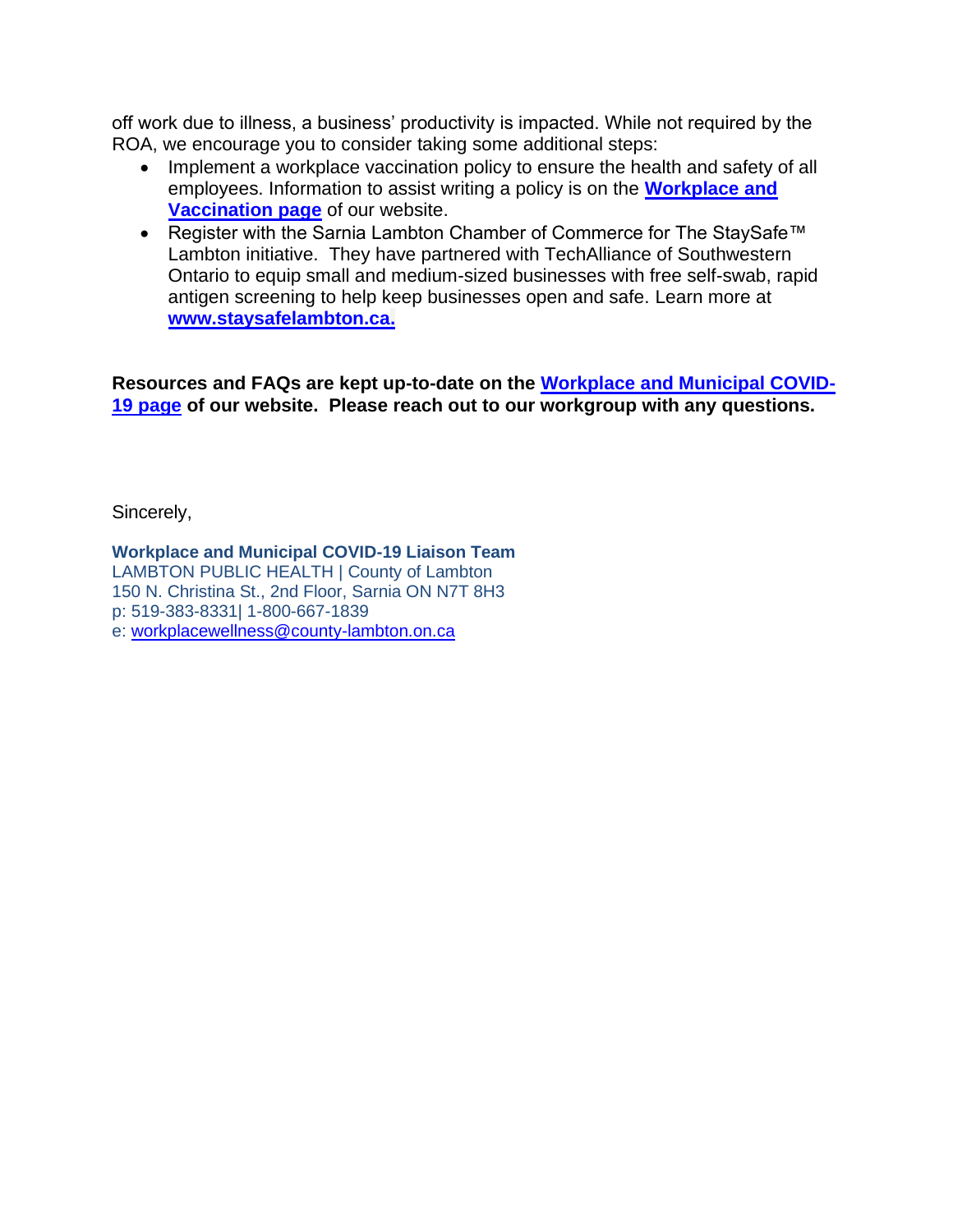off work due to illness, a business' productivity is impacted. While not required by the ROA, we encourage you to consider taking some additional steps:

- Implement a workplace vaccination policy to ensure the health and safety of all employees. Information to assist writing a policy is on the **Workplace and Vaccination page** of our website.
- Register with the Sarnia Lambton Chamber of Commerce for The StaySafe™ Lambton initiative. They have partnered with TechAlliance of Southwestern Ontario to equip small and medium-sized businesses with free self-swab, rapid antigen screening to help keep businesses open and safe. Learn more at **www.staysafelambton.ca.**

**Resources and FAQs are kept up-to-date on the Workplace and Municipal COVID-19 page of our website. Please reach out to our workgroup with any questions.**

Sincerely,

**Workplace and Municipal COVID-19 Liaison Team**
LAMBTON PUBLIC HEALTH | County of Lambton
150 N. Christina St., 2nd Floor, Sarnia ON N7T 8H3
p: 519-383-8331| 1-800-667-1839
e: workplacewellness@county-lambton.on.ca